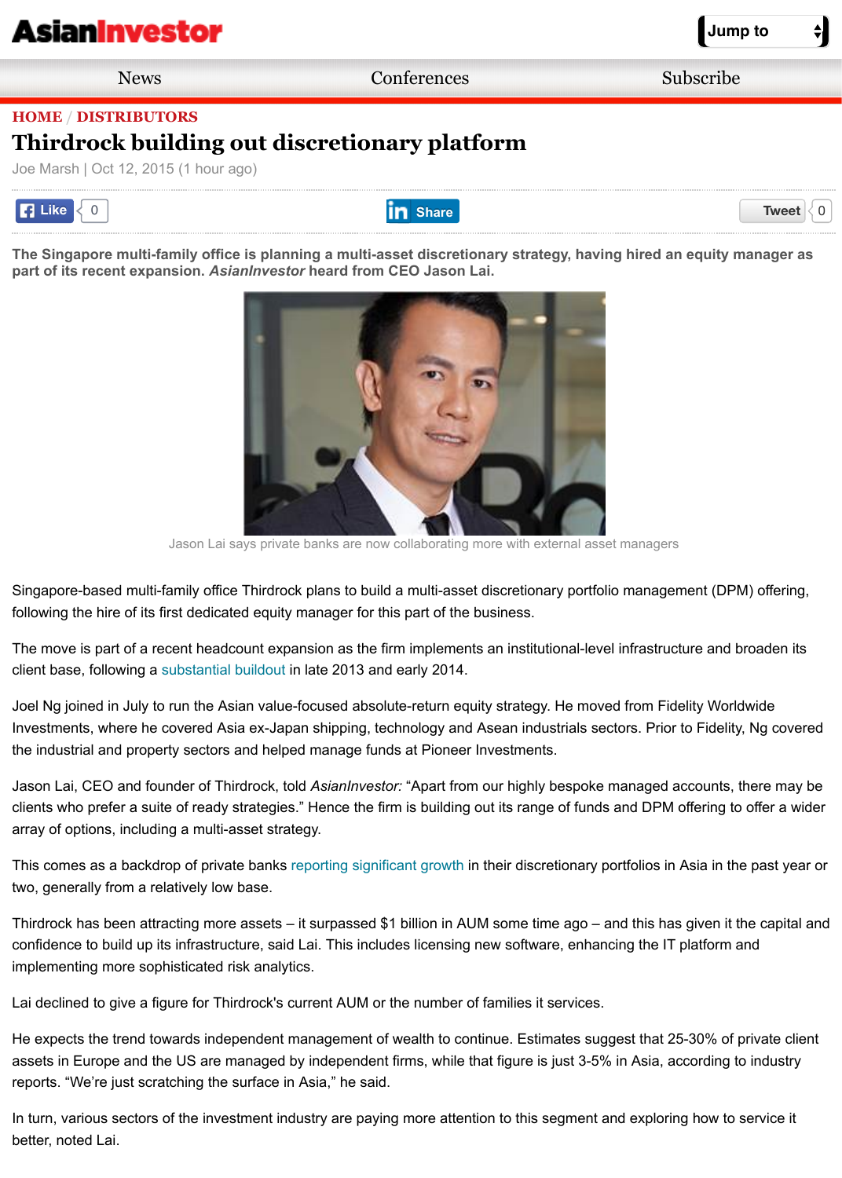HOME / DISTRIBUTORS

# Thirdrock building out discretionary platform

Joe Marsh | Oct 12, 2015 (1 hour ago)

**The Singapore multi-family office is planning a multi-asset discretionary strategy, having hired an equity manager as part of its recent expansion. *AsianInvestor* heard from CEO Jason Lai.**

Jason Lai says private banks are now collaborating more with external asset managers

Singapore-based multi-family office Thirdrock plans to build a multi-asset discretionary portfolio management (DPM) offering, following the hire of its first dedicated equity manager for this part of the business.

The move is part of a recent headcount expansion as the firm implements an institutional-level infrastructure and broaden its client base, following a substantial buildout in late 2013 and early 2014.

Joel Ng joined in July to run the Asian value-focused absolute-return equity strategy. He moved from Fidelity Worldwide Investments, where he covered Asia ex-Japan shipping, technology and Asean industrials sectors. Prior to Fidelity, Ng covered the industrial and property sectors and helped manage funds at Pioneer Investments.

Jason Lai, CEO and founder of Thirdrock, told *AsianInvestor:* "Apart from our highly bespoke managed accounts, there may be clients who prefer a suite of ready strategies." Hence the firm is building out its range of funds and DPM offering to offer a wider array of options, including a multi-asset strategy.

This comes as a backdrop of private banks reporting significant growth in their discretionary portfolios in Asia in the past year or two, generally from a relatively low base.

Thirdrock has been attracting more assets – it surpassed $1 billion in AUM some time ago – and this has given it the capital and confidence to build up its infrastructure, said Lai. This includes licensing new software, enhancing the IT platform and implementing more sophisticated risk analytics.

Lai declined to give a figure for Thirdrock's current AUM or the number of families it services.

He expects the trend towards independent management of wealth to continue. Estimates suggest that 25-30% of private client assets in Europe and the US are managed by independent firms, while that figure is just 3-5% in Asia, according to industry reports. "We're just scratching the surface in Asia," he said.

In turn, various sectors of the investment industry are paying more attention to this segment and exploring how to service it better, noted Lai.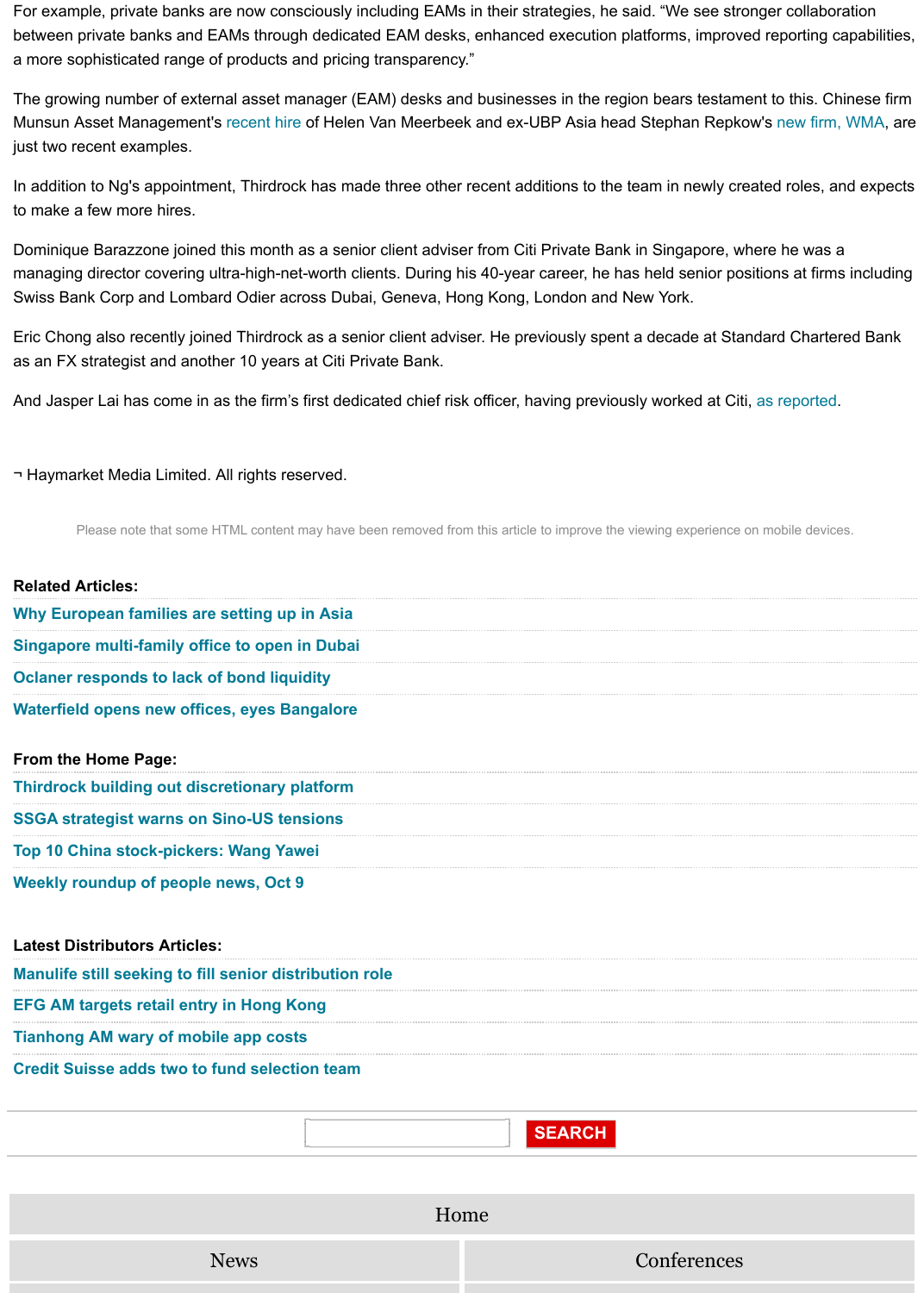For example, private banks are now consciously including EAMs in their strategies, he said. "We see stronger collaboration between private banks and EAMs through dedicated EAM desks, enhanced execution platforms, improved reporting capabilities, a more sophisticated range of products and pricing transparency."

The growing number of external asset manager (EAM) desks and businesses in the region bears testament to this. Chinese firm Munsun Asset Management's recent hire of Helen Van Meerbeek and ex-UBP Asia head Stephan Repkow's new firm, WMA, are just two recent examples.

In addition to Ng's appointment, Thirdrock has made three other recent additions to the team in newly created roles, and expects to make a few more hires.

Dominique Barazzone joined this month as a senior client adviser from Citi Private Bank in Singapore, where he was a managing director covering ultra-high-net-worth clients. During his 40-year career, he has held senior positions at firms including Swiss Bank Corp and Lombard Odier across Dubai, Geneva, Hong Kong, London and New York.

Eric Chong also recently joined Thirdrock as a senior client adviser. He previously spent a decade at Standard Chartered Bank as an FX strategist and another 10 years at Citi Private Bank.

And Jasper Lai has come in as the firm's first dedicated chief risk officer, having previously worked at Citi, as reported.

¬ Haymarket Media Limited. All rights reserved.

Please note that some HTML content may have been removed from this article to improve the viewing experience on mobile devices.

**Related Articles:**

- Why European families are setting up in Asia
- Singapore multi-family office to open in Dubai
- Oclaner responds to lack of bond liquidity
- Waterfield opens new offices, eyes Bangalore

**From the Home Page:**

- Thirdrock building out discretionary platform
- SSGA strategist warns on Sino-US tensions
- Top 10 China stock-pickers: Wang Yawei
- Weekly roundup of people news, Oct 9

**Latest Distributors Articles:**

- Manulife still seeking to fill senior distribution role
- EFG AM targets retail entry in Hong Kong
- Tianhong AM wary of mobile app costs
- Credit Suisse adds two to fund selection team

SEARCH

Home

News | Conferences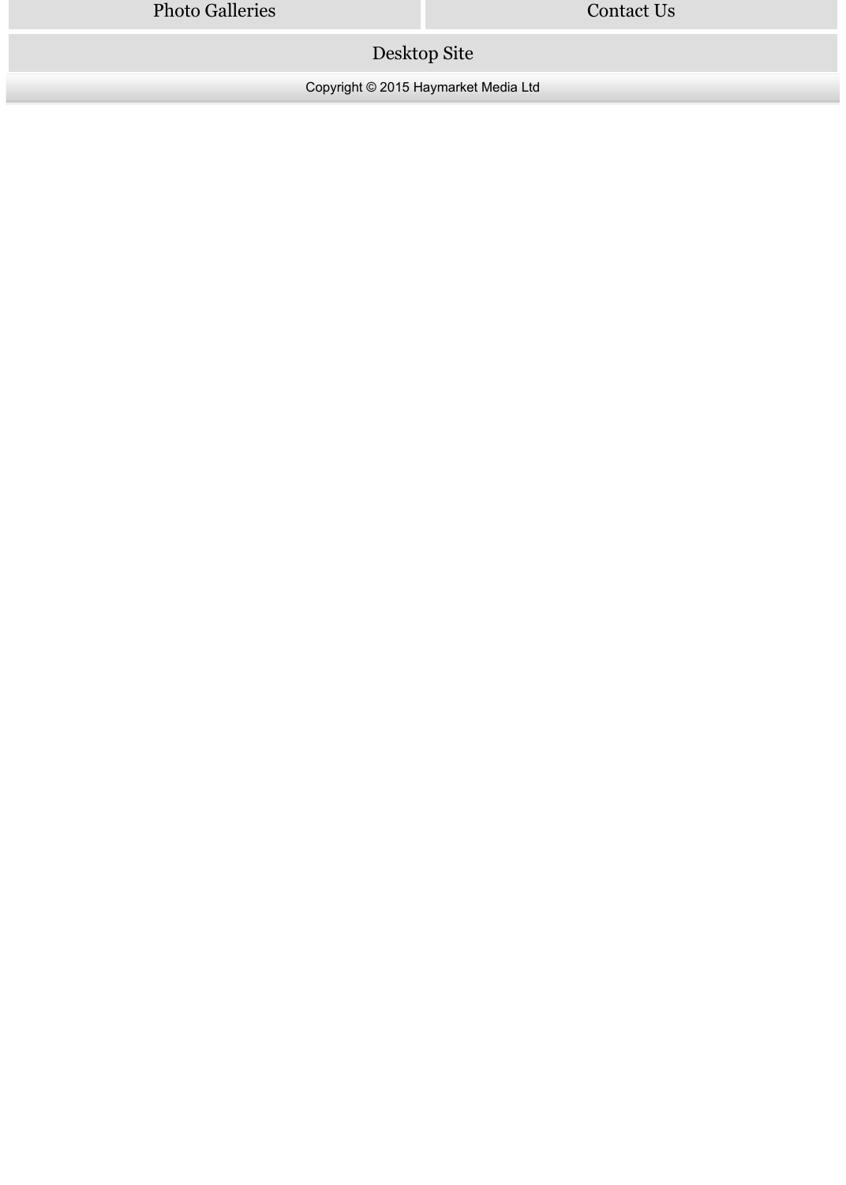Photo Galleries

Contact Us

Desktop Site

Copyright © 2015 Haymarket Media Ltd